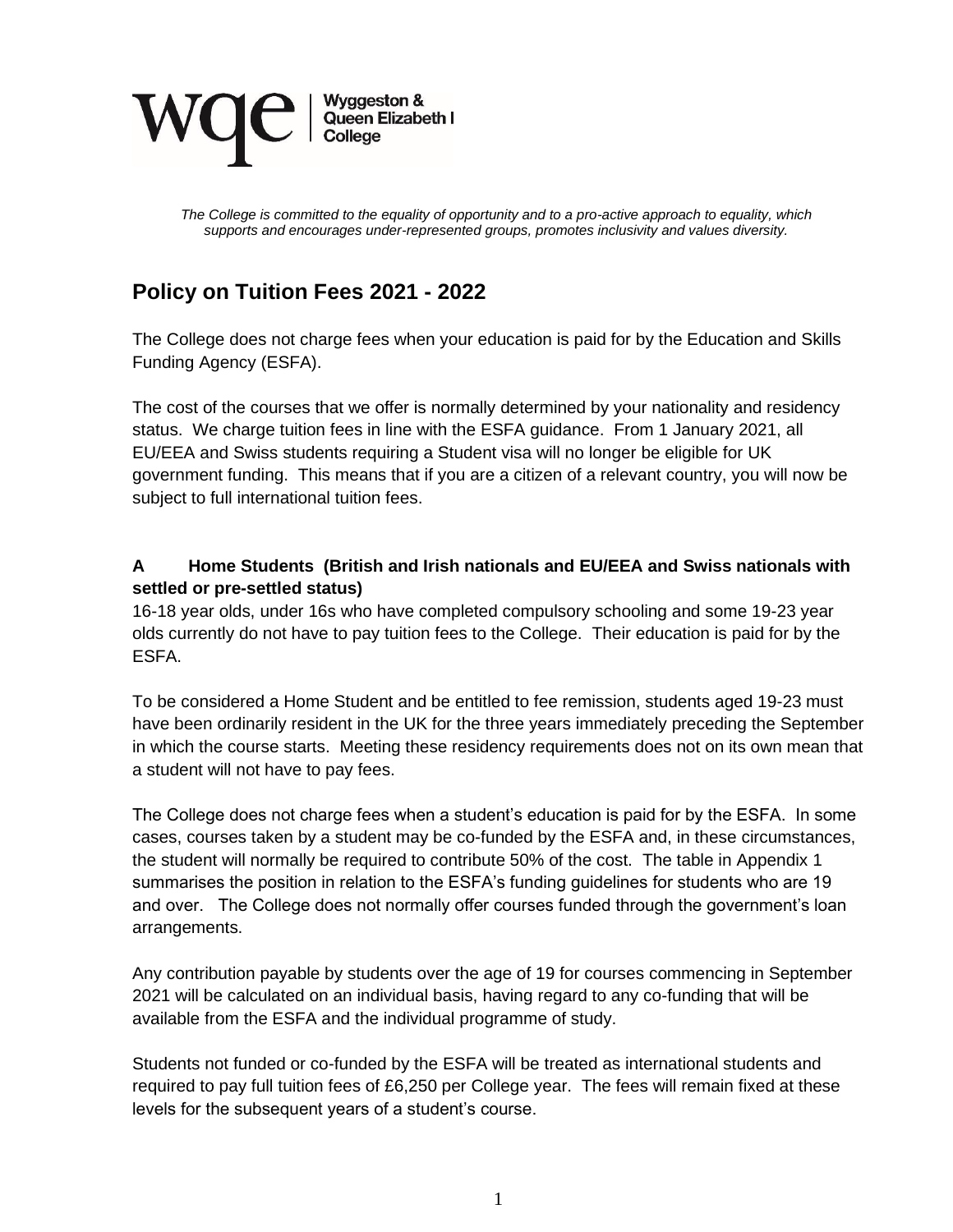**wqe** | Wyggeston & Queen Elizabeth I College

*The College is committed to the equality of opportunity and to a pro-active approach to equality, which supports and encourages under-represented groups, promotes inclusivity and values diversity.*

# Policy on Tuition Fees 2021 - 2022

The College does not charge fees when your education is paid for by the Education and Skills Funding Agency (ESFA).

The cost of the courses that we offer is normally determined by your nationality and residency status. We charge tuition fees in line with the ESFA guidance. From 1 January 2021, all EU/EEA and Swiss students requiring a Student visa will no longer be eligible for UK government funding. This means that if you are a citizen of a relevant country, you will now be subject to full international tuition fees.

## A Home Students (British and Irish nationals and EU/EEA and Swiss nationals with settled or pre-settled status)

16-18 year olds, under 16s who have completed compulsory schooling and some 19-23 year olds currently do not have to pay tuition fees to the College. Their education is paid for by the ESFA.

To be considered a Home Student and be entitled to fee remission, students aged 19-23 must have been ordinarily resident in the UK for the three years immediately preceding the September in which the course starts. Meeting these residency requirements does not on its own mean that a student will not have to pay fees.

The College does not charge fees when a student's education is paid for by the ESFA. In some cases, courses taken by a student may be co-funded by the ESFA and, in these circumstances, the student will normally be required to contribute 50% of the cost. The table in Appendix 1 summarises the position in relation to the ESFA's funding guidelines for students who are 19 and over. The College does not normally offer courses funded through the government's loan arrangements.

Any contribution payable by students over the age of 19 for courses commencing in September 2021 will be calculated on an individual basis, having regard to any co-funding that will be available from the ESFA and the individual programme of study.

Students not funded or co-funded by the ESFA will be treated as international students and required to pay full tuition fees of £6,250 per College year. The fees will remain fixed at these levels for the subsequent years of a student's course.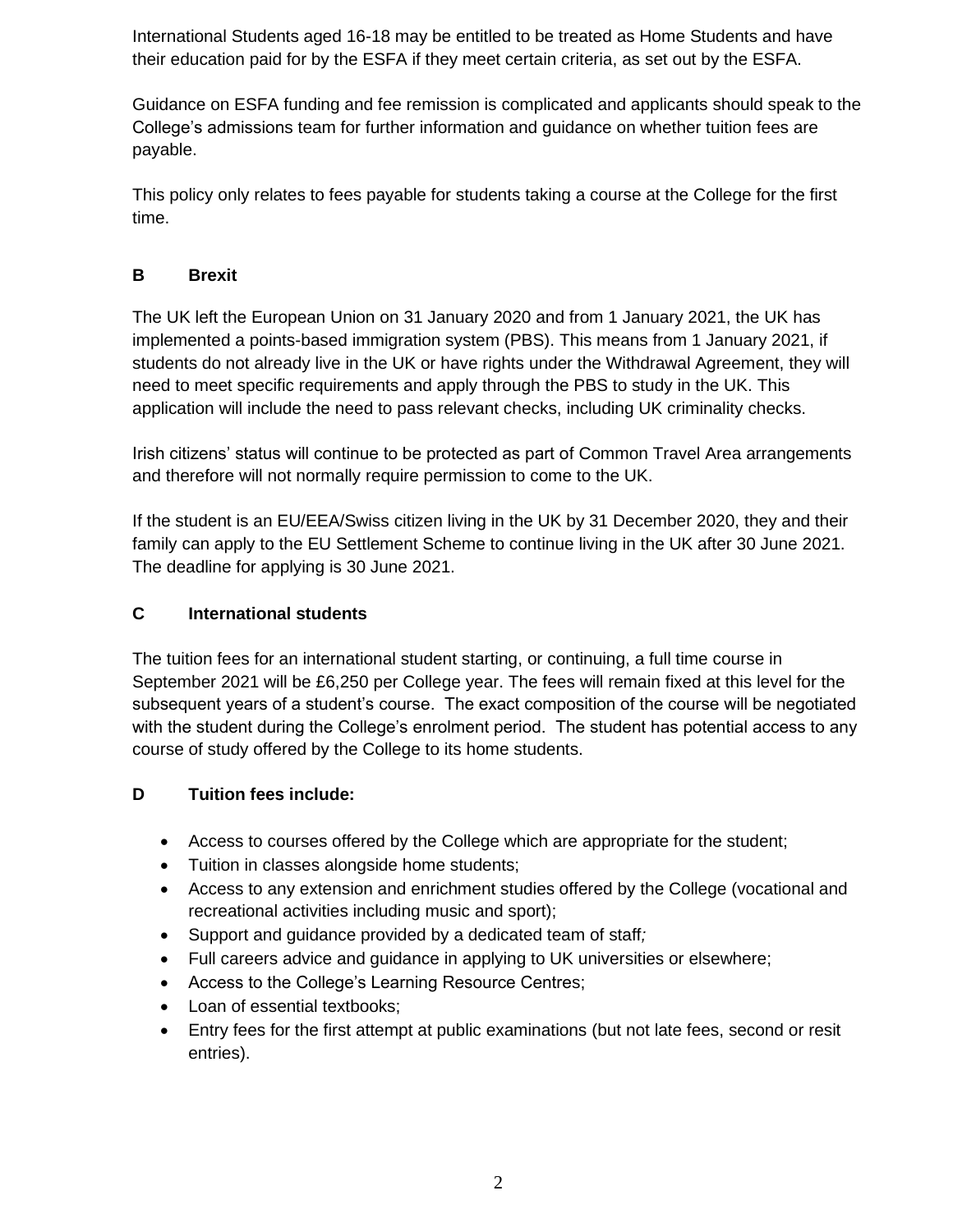International Students aged 16-18 may be entitled to be treated as Home Students and have their education paid for by the ESFA if they meet certain criteria, as set out by the ESFA.

Guidance on ESFA funding and fee remission is complicated and applicants should speak to the College's admissions team for further information and guidance on whether tuition fees are payable.

This policy only relates to fees payable for students taking a course at the College for the first time.

## B Brexit

The UK left the European Union on 31 January 2020 and from 1 January 2021, the UK has implemented a points-based immigration system (PBS). This means from 1 January 2021, if students do not already live in the UK or have rights under the Withdrawal Agreement, they will need to meet specific requirements and apply through the PBS to study in the UK. This application will include the need to pass relevant checks, including UK criminality checks.

Irish citizens' status will continue to be protected as part of Common Travel Area arrangements and therefore will not normally require permission to come to the UK.

If the student is an EU/EEA/Swiss citizen living in the UK by 31 December 2020, they and their family can apply to the EU Settlement Scheme to continue living in the UK after 30 June 2021. The deadline for applying is 30 June 2021.

## C International students

The tuition fees for an international student starting, or continuing, a full time course in September 2021 will be £6,250 per College year. The fees will remain fixed at this level for the subsequent years of a student's course. The exact composition of the course will be negotiated with the student during the College's enrolment period. The student has potential access to any course of study offered by the College to its home students.

## D Tuition fees include:

- Access to courses offered by the College which are appropriate for the student;
- Tuition in classes alongside home students;
- Access to any extension and enrichment studies offered by the College (vocational and recreational activities including music and sport);
- Support and guidance provided by a dedicated team of staff*;*
- Full careers advice and guidance in applying to UK universities or elsewhere;
- Access to the College's Learning Resource Centres;
- Loan of essential textbooks;
- Entry fees for the first attempt at public examinations (but not late fees, second or resit entries).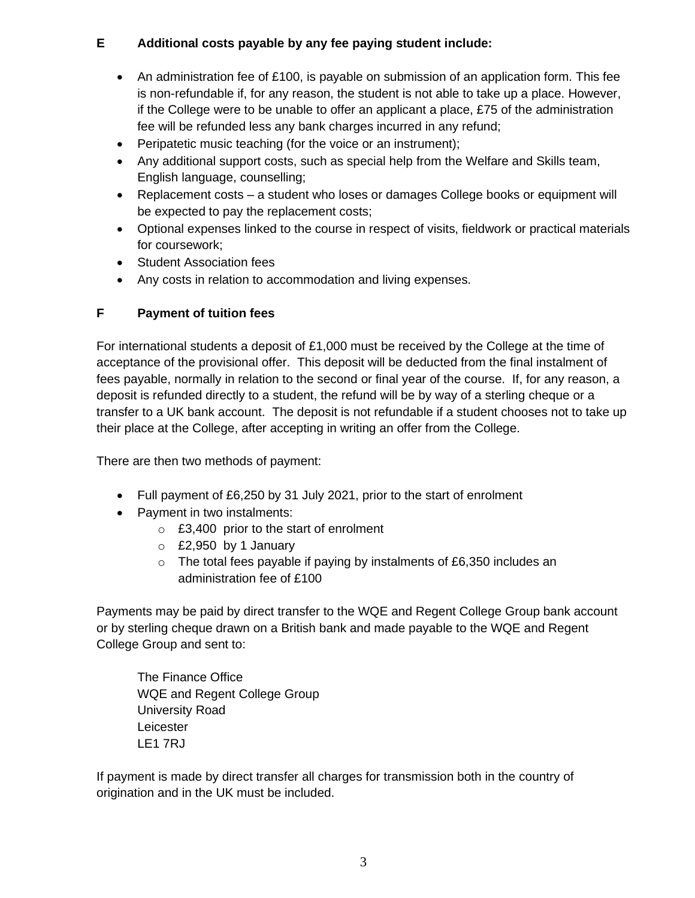## E Additional costs payable by any fee paying student include:

- An administration fee of £100, is payable on submission of an application form. This fee is non-refundable if, for any reason, the student is not able to take up a place. However, if the College were to be unable to offer an applicant a place, £75 of the administration fee will be refunded less any bank charges incurred in any refund;
- Peripatetic music teaching (for the voice or an instrument);
- Any additional support costs, such as special help from the Welfare and Skills team, English language, counselling;
- Replacement costs – a student who loses or damages College books or equipment will be expected to pay the replacement costs;
- Optional expenses linked to the course in respect of visits, fieldwork or practical materials for coursework;
- Student Association fees
- Any costs in relation to accommodation and living expenses.

## F Payment of tuition fees

For international students a deposit of £1,000 must be received by the College at the time of acceptance of the provisional offer. This deposit will be deducted from the final instalment of fees payable, normally in relation to the second or final year of the course. If, for any reason, a deposit is refunded directly to a student, the refund will be by way of a sterling cheque or a transfer to a UK bank account. The deposit is not refundable if a student chooses not to take up their place at the College, after accepting in writing an offer from the College.

There are then two methods of payment:

- Full payment of £6,250 by 31 July 2021, prior to the start of enrolment
- Payment in two instalments:
  - £3,400 prior to the start of enrolment
  - £2,950 by 1 January
  - The total fees payable if paying by instalments of £6,350 includes an administration fee of £100

Payments may be paid by direct transfer to the WQE and Regent College Group bank account or by sterling cheque drawn on a British bank and made payable to the WQE and Regent College Group and sent to:

The Finance Office
WQE and Regent College Group
University Road
Leicester
LE1 7RJ

If payment is made by direct transfer all charges for transmission both in the country of origination and in the UK must be included.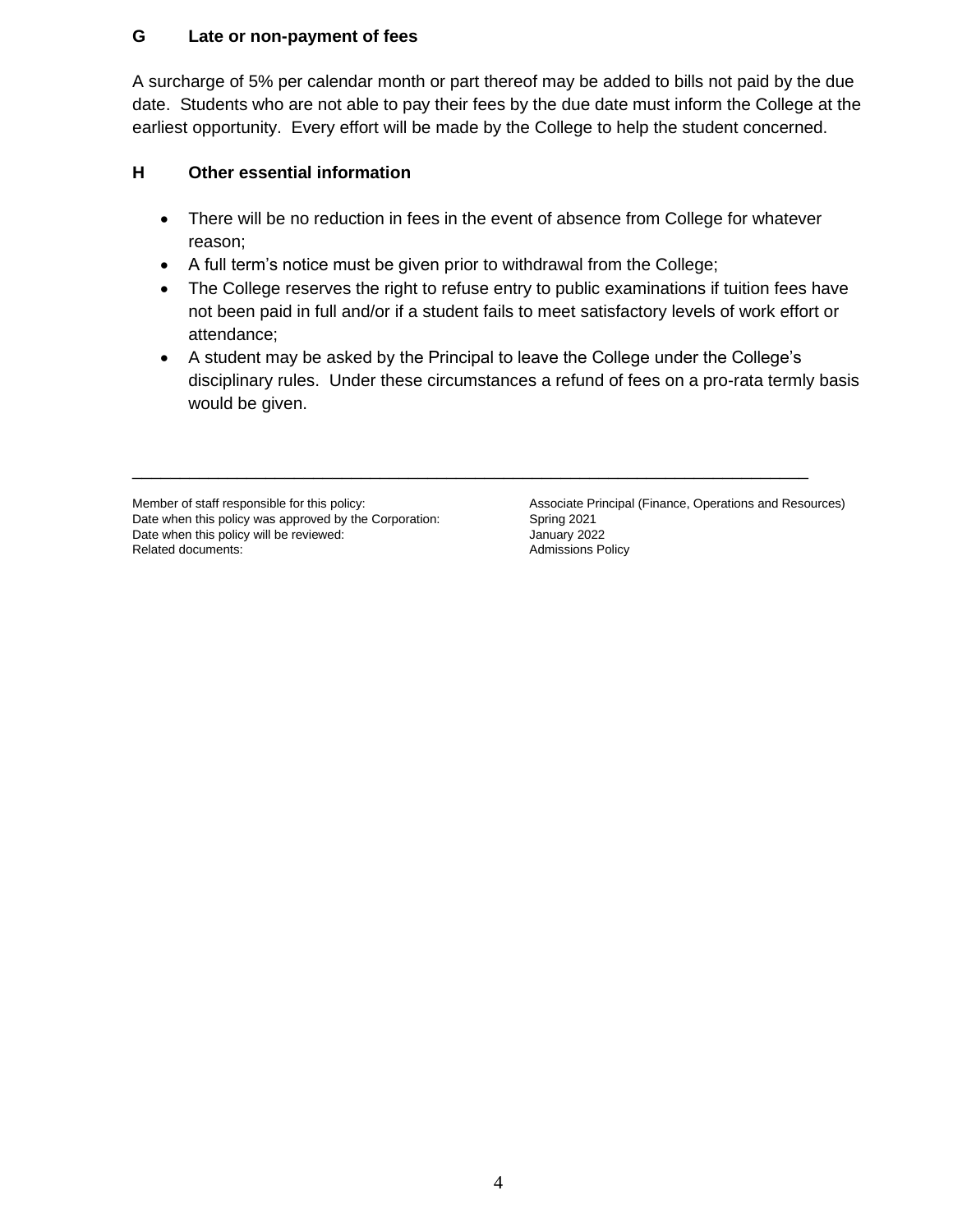### G Late or non-payment of fees

A surcharge of 5% per calendar month or part thereof may be added to bills not paid by the due date. Students who are not able to pay their fees by the due date must inform the College at the earliest opportunity. Every effort will be made by the College to help the student concerned.

### H Other essential information

- There will be no reduction in fees in the event of absence from College for whatever reason;
- A full term's notice must be given prior to withdrawal from the College;
- The College reserves the right to refuse entry to public examinations if tuition fees have not been paid in full and/or if a student fails to meet satisfactory levels of work effort or attendance;
- A student may be asked by the Principal to leave the College under the College's disciplinary rules. Under these circumstances a refund of fees on a pro-rata termly basis would be given.

---

| | |
|---|---|
| Member of staff responsible for this policy: | Associate Principal (Finance, Operations and Resources) |
| Date when this policy was approved by the Corporation: | Spring 2021 |
| Date when this policy will be reviewed: | January 2022 |
| Related documents: | Admissions Policy |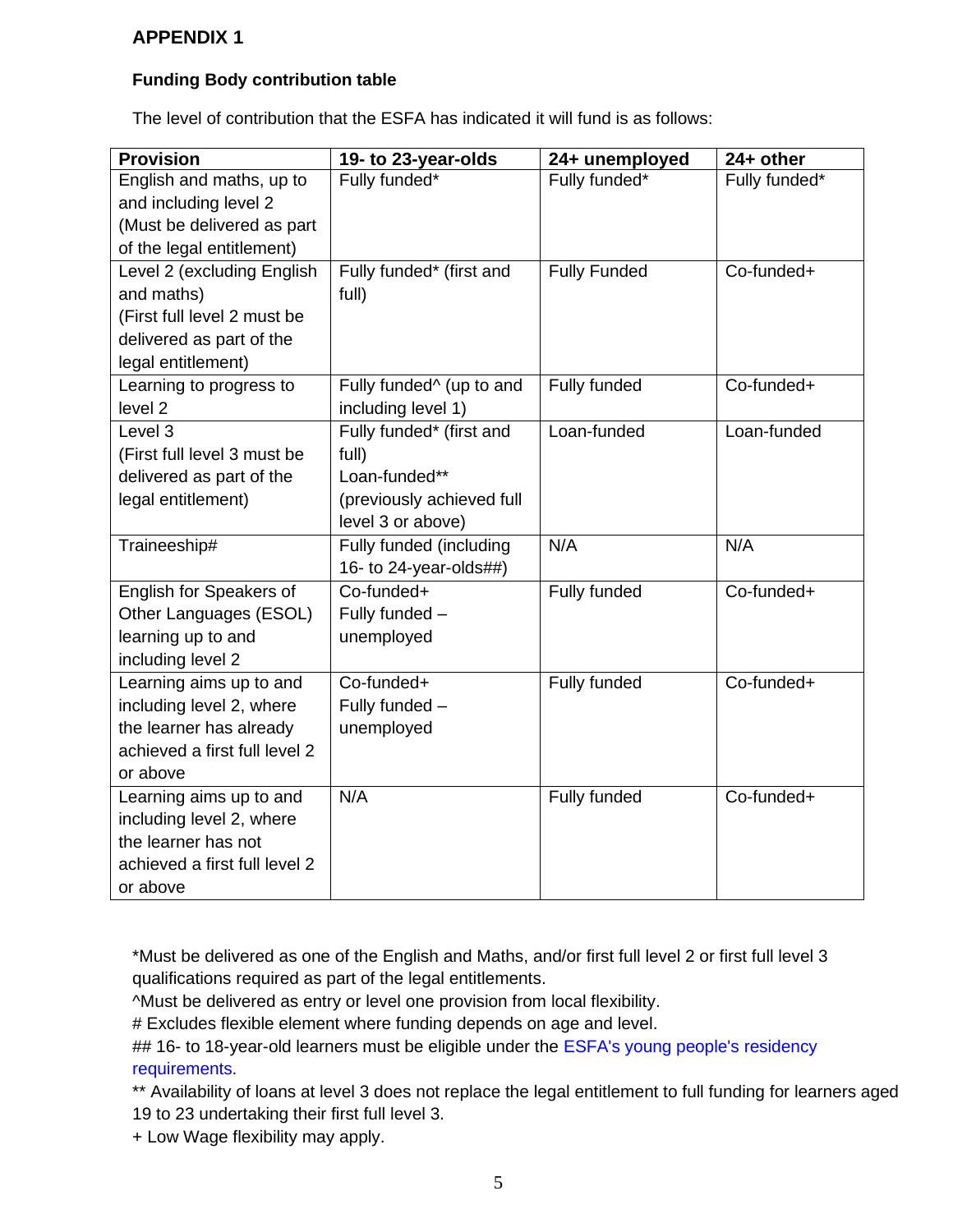## APPENDIX 1

### Funding Body contribution table

The level of contribution that the ESFA has indicated it will fund is as follows:

| Provision | 19- to 23-year-olds | 24+ unemployed | 24+ other |
|---|---|---|---|
| English and maths, up to and including level 2 (Must be delivered as part of the legal entitlement) | Fully funded* | Fully funded* | Fully funded* |
| Level 2 (excluding English and maths) (First full level 2 must be delivered as part of the legal entitlement) | Fully funded* (first and full) | Fully Funded | Co-funded+ |
| Learning to progress to level 2 | Fully funded^ (up to and including level 1) | Fully funded | Co-funded+ |
| Level 3 (First full level 3 must be delivered as part of the legal entitlement) | Fully funded* (first and full) Loan-funded** (previously achieved full level 3 or above) | Loan-funded | Loan-funded |
| Traineeship# | Fully funded (including 16- to 24-year-olds##) | N/A | N/A |
| English for Speakers of Other Languages (ESOL) learning up to and including level 2 | Co-funded+ Fully funded – unemployed | Fully funded | Co-funded+ |
| Learning aims up to and including level 2, where the learner has already achieved a first full level 2 or above | Co-funded+ Fully funded – unemployed | Fully funded | Co-funded+ |
| Learning aims up to and including level 2, where the learner has not achieved a first full level 2 or above | N/A | Fully funded | Co-funded+ |

*Must be delivered as one of the English and Maths, and/or first full level 2 or first full level 3 qualifications required as part of the legal entitlements.

^Must be delivered as entry or level one provision from local flexibility.

# Excludes flexible element where funding depends on age and level.

## 16- to 18-year-old learners must be eligible under the ESFA's young people's residency requirements.

** Availability of loans at level 3 does not replace the legal entitlement to full funding for learners aged 19 to 23 undertaking their first full level 3.

+ Low Wage flexibility may apply.